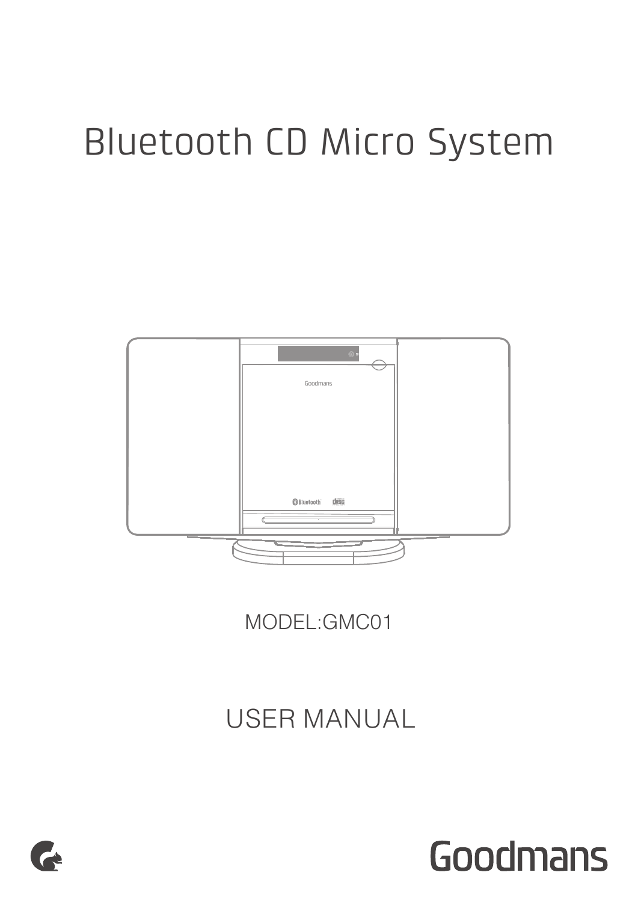# Bluetooth CD Micro System

MODEL:GMC01

USER MANUAL

Goodmans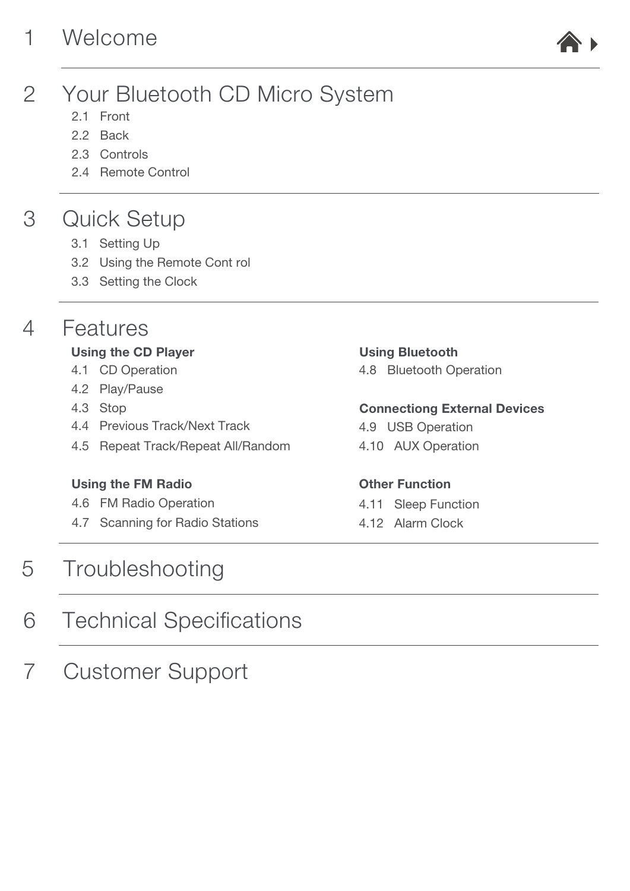# 1 Welcome

# 2 Your Bluetooth CD Micro System

2.1 Front
2.2 Back
2.3 Controls
2.4 Remote Control

# 3 Quick Setup

3.1 Setting Up
3.2 Using the Remote Cont rol
3.3 Setting the Clock

# 4 Features

**Using the CD Player**

4.1 CD Operation
4.2 Play/Pause
4.3 Stop
4.4 Previous Track/Next Track
4.5 Repeat Track/Repeat All/Random

**Using the FM Radio**

4.6 FM Radio Operation
4.7 Scanning for Radio Stations

**Using Bluetooth**

4.8 Bluetooth Operation

**Connectiong External Devices**

4.9 USB Operation
4.10 AUX Operation

**Other Function**

4.11 Sleep Function
4.12 Alarm Clock

# 5 Troubleshooting

# 6 Technical Specifications

# 7 Customer Support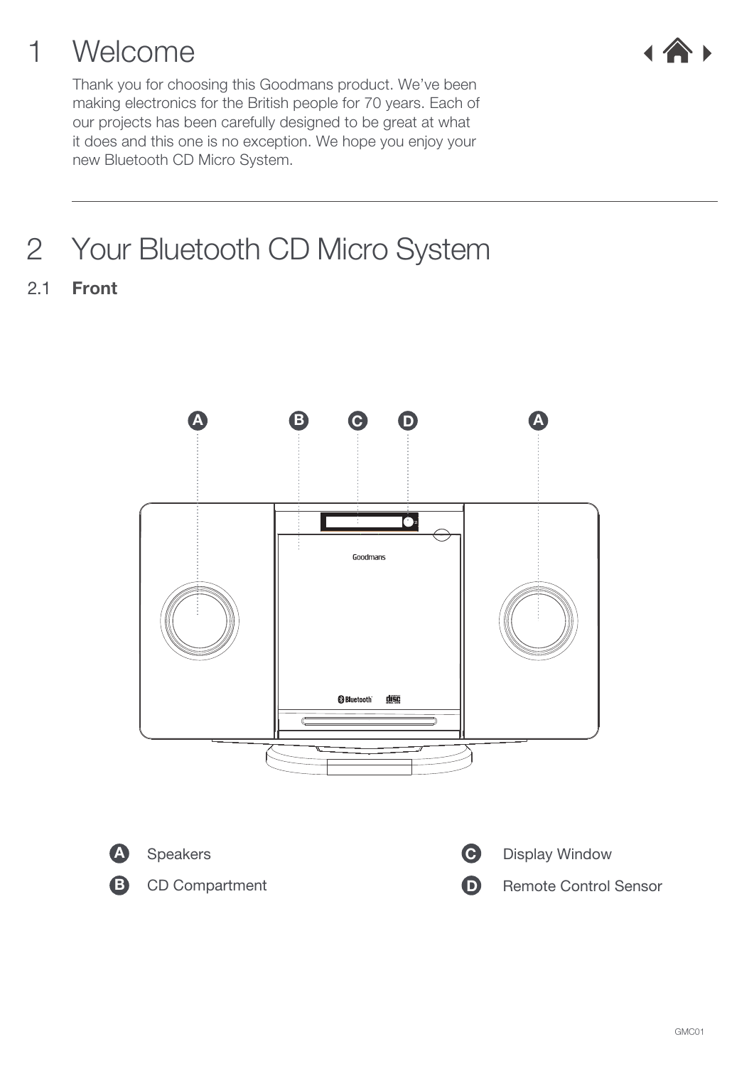# 1 Welcome

Thank you for choosing this Goodmans product. We've been making electronics for the British people for 70 years. Each of our projects has been carefully designed to be great at what it does and this one is no exception. We hope you enjoy your new Bluetooth CD Micro System.

# 2 Your Bluetooth CD Micro System

## 2.1 Front

- **A** Speakers
- **B** CD Compartment
- **C** Display Window
- **D** Remote Control Sensor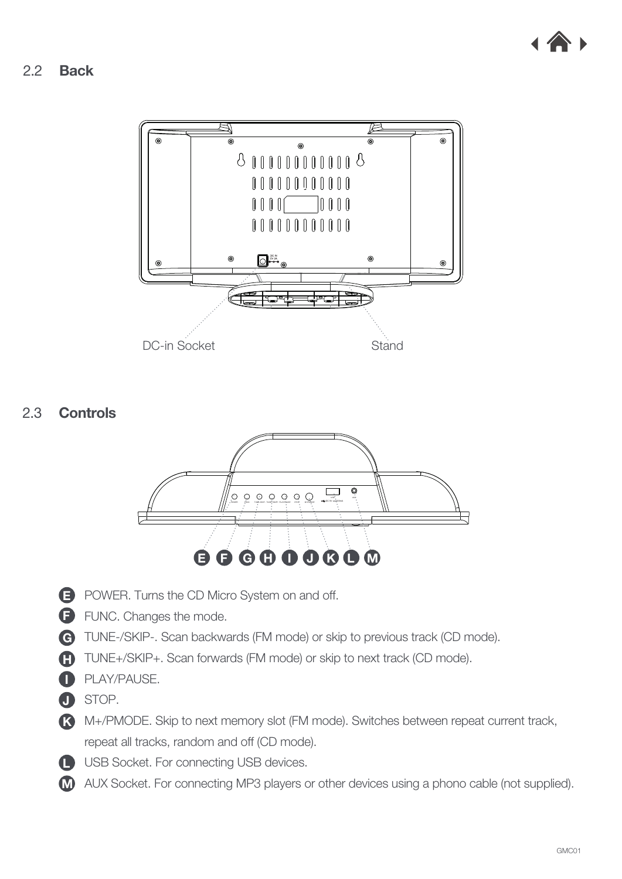## 2.2 Back

DC-in Socket

Stand

## 2.3 Controls

- **E** POWER. Turns the CD Micro System on and off.
- **F** FUNC. Changes the mode.
- **G** TUNE-/SKIP-. Scan backwards (FM mode) or skip to previous track (CD mode).
- **H** TUNE+/SKIP+. Scan forwards (FM mode) or skip to next track (CD mode).
- **I** PLAY/PAUSE.
- **J** STOP.
- **K** M+/PMODE. Skip to next memory slot (FM mode). Switches between repeat current track, repeat all tracks, random and off (CD mode).
- **L** USB Socket. For connecting USB devices.
- **M** AUX Socket. For connecting MP3 players or other devices using a phono cable (not supplied).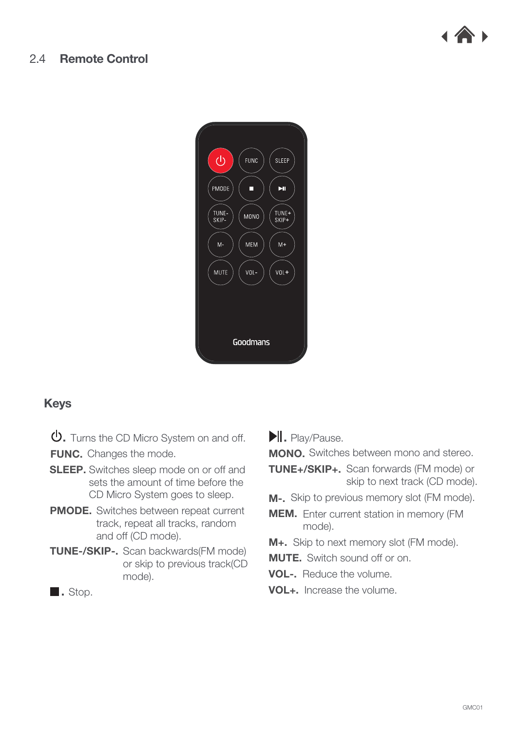## 2.4 Remote Control

### Keys

**⏻.** Turns the CD Micro System on and off.

**FUNC.** Changes the mode.

**SLEEP.** Switches sleep mode on or off and sets the amount of time before the CD Micro System goes to sleep.

**PMODE.** Switches between repeat current track, repeat all tracks, random and off (CD mode).

**TUNE-/SKIP-.** Scan backwards(FM mode) or skip to previous track(CD mode).

**■.** Stop.

**▶II.** Play/Pause.

**MONO.** Switches between mono and stereo.

**TUNE+/SKIP+.** Scan forwards (FM mode) or skip to next track (CD mode).

**M-.** Skip to previous memory slot (FM mode).

**MEM.** Enter current station in memory (FM mode).

**M+.** Skip to next memory slot (FM mode).

**MUTE.** Switch sound off or on.

**VOL-.** Reduce the volume.

**VOL+.** Increase the volume.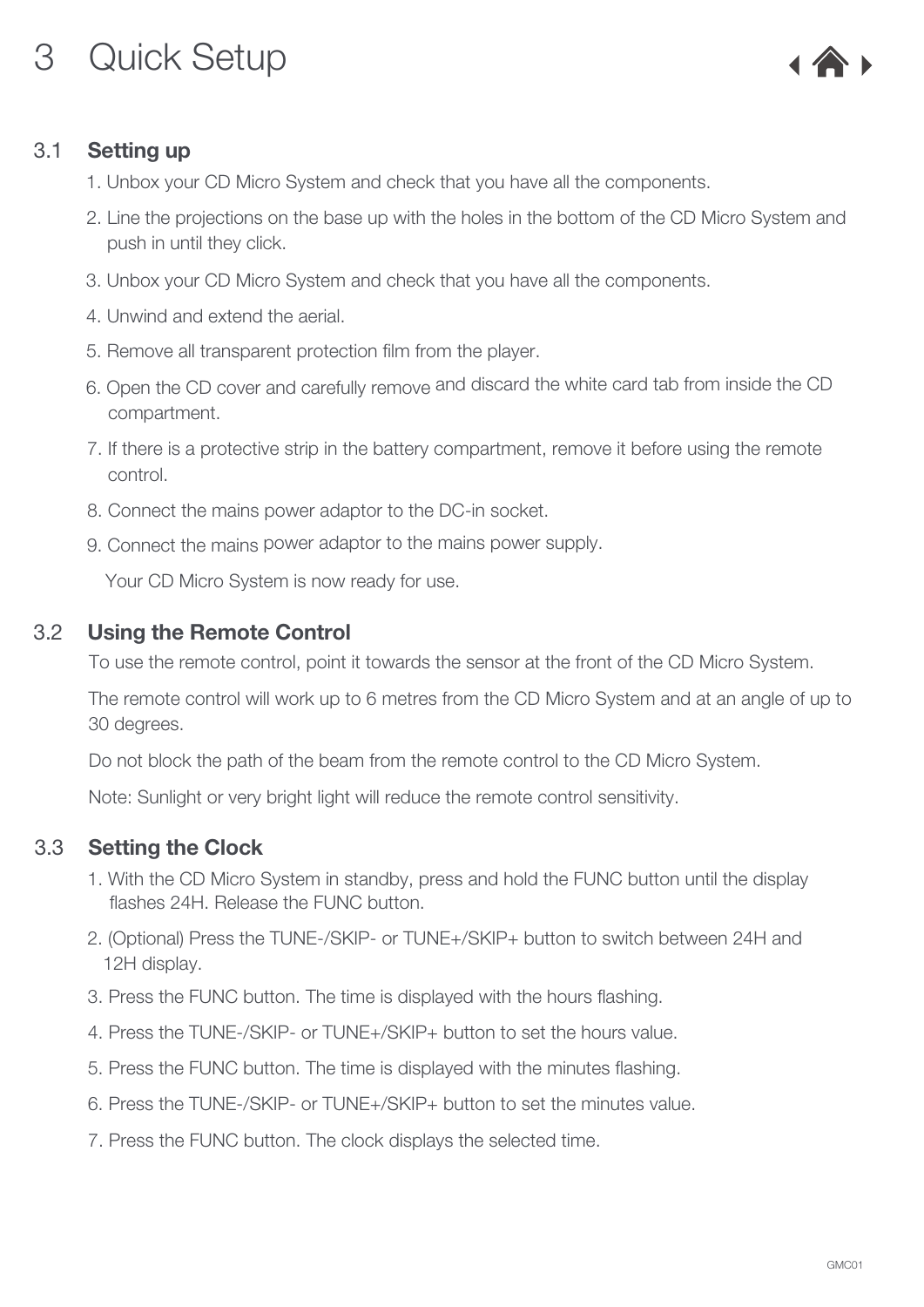# 3 Quick Setup

## 3.1 Setting up

1. Unbox your CD Micro System and check that you have all the components.
2. Line the projections on the base up with the holes in the bottom of the CD Micro System and push in until they click.
3. Unbox your CD Micro System and check that you have all the components.
4. Unwind and extend the aerial.
5. Remove all transparent protection film from the player.
6. Open the CD cover and carefully remove and discard the white card tab from inside the CD compartment.
7. If there is a protective strip in the battery compartment, remove it before using the remote control.
8. Connect the mains power adaptor to the DC-in socket.
9. Connect the mains power adaptor to the mains power supply.

Your CD Micro System is now ready for use.

## 3.2 Using the Remote Control

To use the remote control, point it towards the sensor at the front of the CD Micro System.

The remote control will work up to 6 metres from the CD Micro System and at an angle of up to 30 degrees.

Do not block the path of the beam from the remote control to the CD Micro System.

Note: Sunlight or very bright light will reduce the remote control sensitivity.

## 3.3 Setting the Clock

1. With the CD Micro System in standby, press and hold the FUNC button until the display flashes 24H. Release the FUNC button.
2. (Optional) Press the TUNE-/SKIP- or TUNE+/SKIP+ button to switch between 24H and 12H display.
3. Press the FUNC button. The time is displayed with the hours flashing.
4. Press the TUNE-/SKIP- or TUNE+/SKIP+ button to set the hours value.
5. Press the FUNC button. The time is displayed with the minutes flashing.
6. Press the TUNE-/SKIP- or TUNE+/SKIP+ button to set the minutes value.
7. Press the FUNC button. The clock displays the selected time.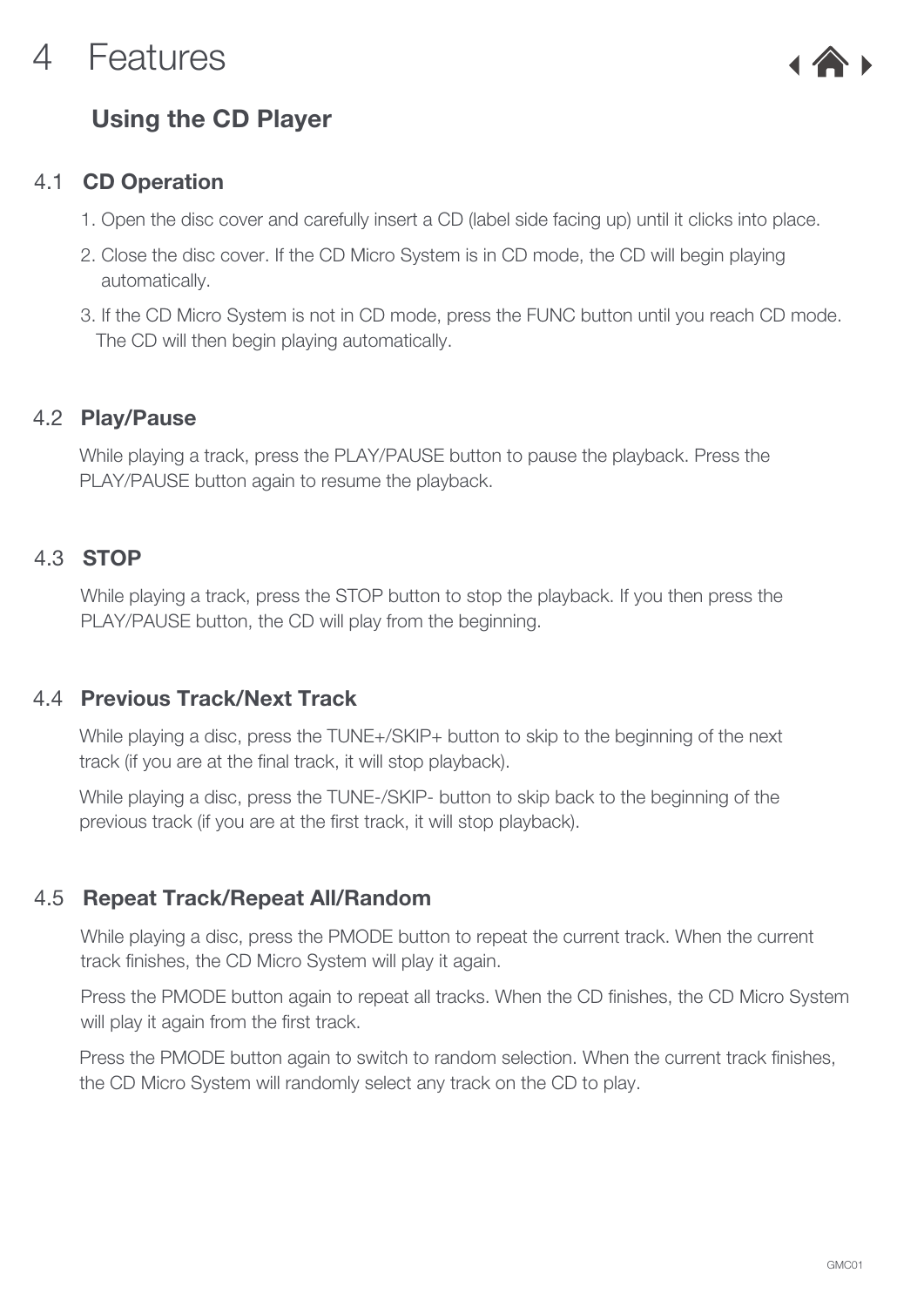# 4 Features

## Using the CD Player

### 4.1 CD Operation

1. Open the disc cover and carefully insert a CD (label side facing up) until it clicks into place.
2. Close the disc cover. If the CD Micro System is in CD mode, the CD will begin playing automatically.
3. If the CD Micro System is not in CD mode, press the FUNC button until you reach CD mode. The CD will then begin playing automatically.

### 4.2 Play/Pause

While playing a track, press the PLAY/PAUSE button to pause the playback. Press the PLAY/PAUSE button again to resume the playback.

### 4.3 STOP

While playing a track, press the STOP button to stop the playback. If you then press the PLAY/PAUSE button, the CD will play from the beginning.

### 4.4 Previous Track/Next Track

While playing a disc, press the TUNE+/SKIP+ button to skip to the beginning of the next track (if you are at the final track, it will stop playback).

While playing a disc, press the TUNE-/SKIP- button to skip back to the beginning of the previous track (if you are at the first track, it will stop playback).

### 4.5 Repeat Track/Repeat All/Random

While playing a disc, press the PMODE button to repeat the current track. When the current track finishes, the CD Micro System will play it again.

Press the PMODE button again to repeat all tracks. When the CD finishes, the CD Micro System will play it again from the first track.

Press the PMODE button again to switch to random selection. When the current track finishes, the CD Micro System will randomly select any track on the CD to play.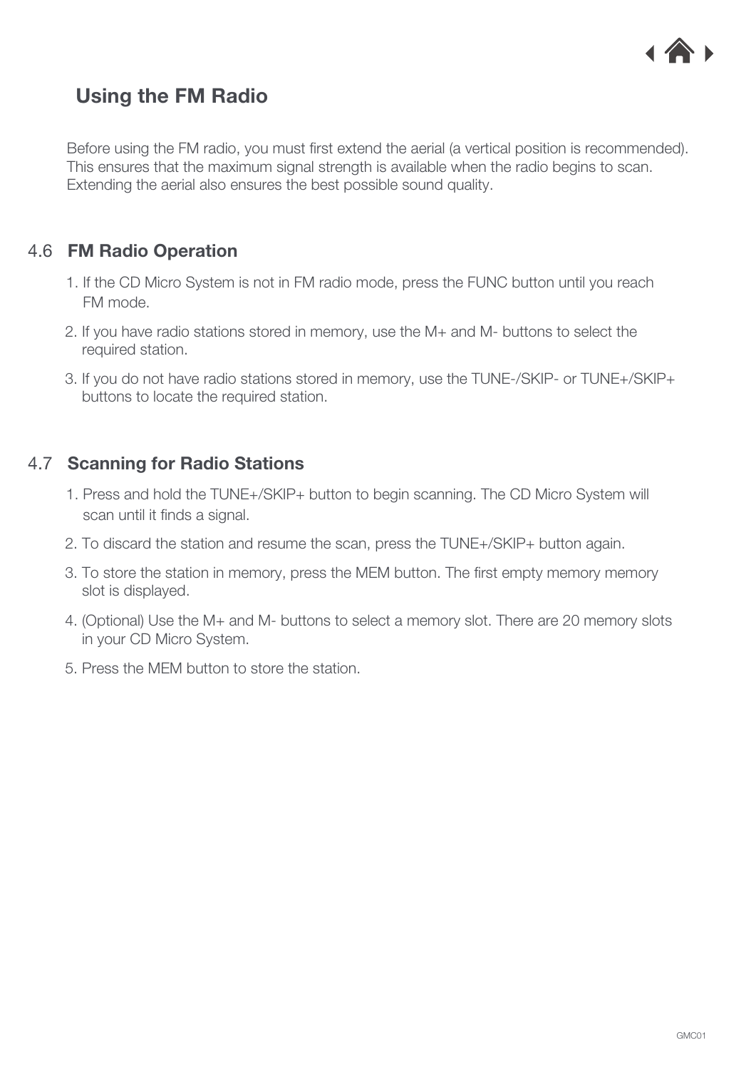## Using the FM Radio

Before using the FM radio, you must first extend the aerial (a vertical position is recommended). This ensures that the maximum signal strength is available when the radio begins to scan. Extending the aerial also ensures the best possible sound quality.

### 4.6 FM Radio Operation

1. If the CD Micro System is not in FM radio mode, press the FUNC button until you reach FM mode.
2. If you have radio stations stored in memory, use the M+ and M- buttons to select the required station.
3. If you do not have radio stations stored in memory, use the TUNE-/SKIP- or TUNE+/SKIP+ buttons to locate the required station.

### 4.7 Scanning for Radio Stations

1. Press and hold the TUNE+/SKIP+ button to begin scanning. The CD Micro System will scan until it finds a signal.
2. To discard the station and resume the scan, press the TUNE+/SKIP+ button again.
3. To store the station in memory, press the MEM button. The first empty memory memory slot is displayed.
4. (Optional) Use the M+ and M- buttons to select a memory slot. There are 20 memory slots in your CD Micro System.
5. Press the MEM button to store the station.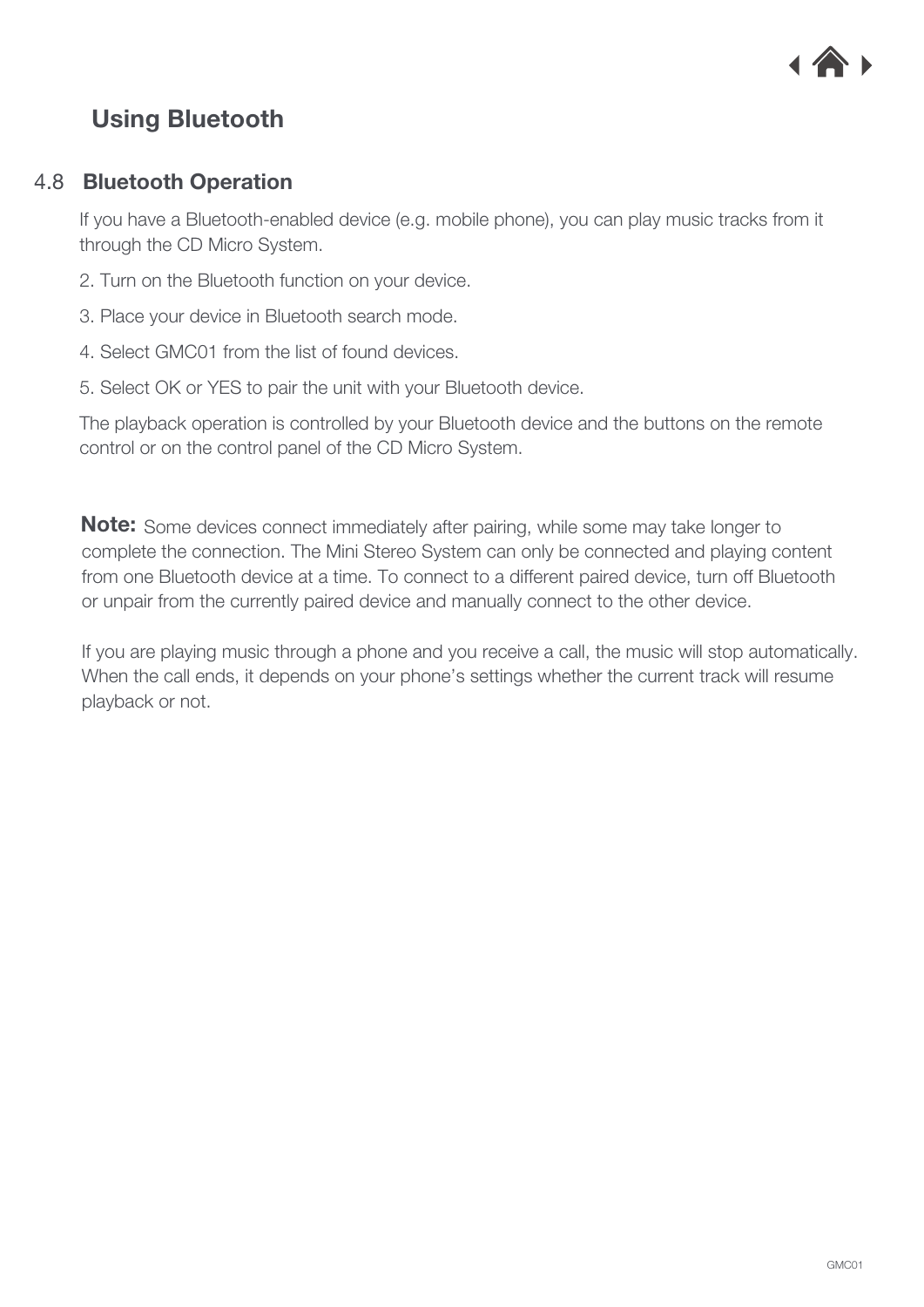# Using Bluetooth

## 4.8 Bluetooth Operation

If you have a Bluetooth-enabled device (e.g. mobile phone), you can play music tracks from it through the CD Micro System.

2. Turn on the Bluetooth function on your device.

3. Place your device in Bluetooth search mode.

4. Select GMC01 from the list of found devices.

5. Select OK or YES to pair the unit with your Bluetooth device.

The playback operation is controlled by your Bluetooth device and the buttons on the remote control or on the control panel of the CD Micro System.

**Note:** Some devices connect immediately after pairing, while some may take longer to complete the connection. The Mini Stereo System can only be connected and playing content from one Bluetooth device at a time. To connect to a different paired device, turn off Bluetooth or unpair from the currently paired device and manually connect to the other device.

If you are playing music through a phone and you receive a call, the music will stop automatically. When the call ends, it depends on your phone's settings whether the current track will resume playback or not.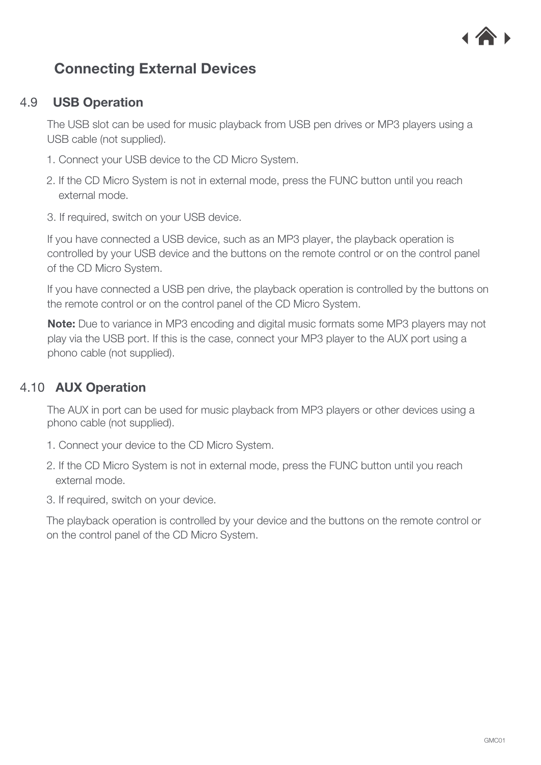## Connecting External Devices

### 4.9 USB Operation

The USB slot can be used for music playback from USB pen drives or MP3 players using a USB cable (not supplied).

1. Connect your USB device to the CD Micro System.
2. If the CD Micro System is not in external mode, press the FUNC button until you reach external mode.
3. If required, switch on your USB device.

If you have connected a USB device, such as an MP3 player, the playback operation is controlled by your USB device and the buttons on the remote control or on the control panel of the CD Micro System.

If you have connected a USB pen drive, the playback operation is controlled by the buttons on the remote control or on the control panel of the CD Micro System.

**Note:** Due to variance in MP3 encoding and digital music formats some MP3 players may not play via the USB port. If this is the case, connect your MP3 player to the AUX port using a phono cable (not supplied).

### 4.10 AUX Operation

The AUX in port can be used for music playback from MP3 players or other devices using a phono cable (not supplied).

1. Connect your device to the CD Micro System.
2. If the CD Micro System is not in external mode, press the FUNC button until you reach external mode.
3. If required, switch on your device.

The playback operation is controlled by your device and the buttons on the remote control or on the control panel of the CD Micro System.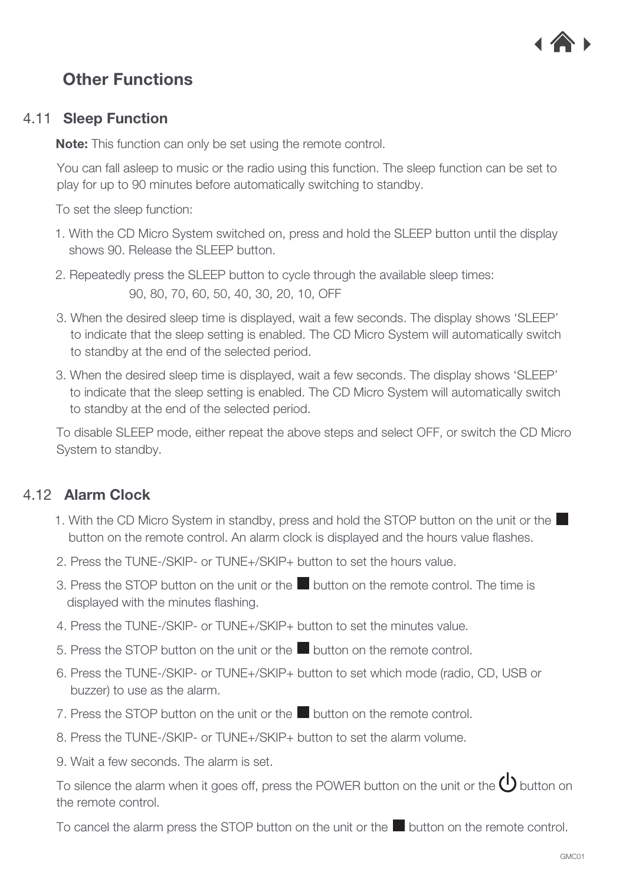## Other Functions

### 4.11 Sleep Function

**Note:** This function can only be set using the remote control.

You can fall asleep to music or the radio using this function. The sleep function can be set to play for up to 90 minutes before automatically switching to standby.

To set the sleep function:

1. With the CD Micro System switched on, press and hold the SLEEP button until the display shows 90. Release the SLEEP button.
2. Repeatedly press the SLEEP button to cycle through the available sleep times:
   90, 80, 70, 60, 50, 40, 30, 20, 10, OFF
3. When the desired sleep time is displayed, wait a few seconds. The display shows 'SLEEP' to indicate that the sleep setting is enabled. The CD Micro System will automatically switch to standby at the end of the selected period.
3. When the desired sleep time is displayed, wait a few seconds. The display shows 'SLEEP' to indicate that the sleep setting is enabled. The CD Micro System will automatically switch to standby at the end of the selected period.

To disable SLEEP mode, either repeat the above steps and select OFF, or switch the CD Micro System to standby.

### 4.12 Alarm Clock

1. With the CD Micro System in standby, press and hold the STOP button on the unit or the ■ button on the remote control. An alarm clock is displayed and the hours value flashes.
2. Press the TUNE-/SKIP- or TUNE+/SKIP+ button to set the hours value.
3. Press the STOP button on the unit or the ■ button on the remote control. The time is displayed with the minutes flashing.
4. Press the TUNE-/SKIP- or TUNE+/SKIP+ button to set the minutes value.
5. Press the STOP button on the unit or the ■ button on the remote control.
6. Press the TUNE-/SKIP- or TUNE+/SKIP+ button to set which mode (radio, CD, USB or buzzer) to use as the alarm.
7. Press the STOP button on the unit or the ■ button on the remote control.
8. Press the TUNE-/SKIP- or TUNE+/SKIP+ button to set the alarm volume.
9. Wait a few seconds. The alarm is set.

To silence the alarm when it goes off, press the POWER button on the unit or the ⏻ button on the remote control.

To cancel the alarm press the STOP button on the unit or the ■ button on the remote control.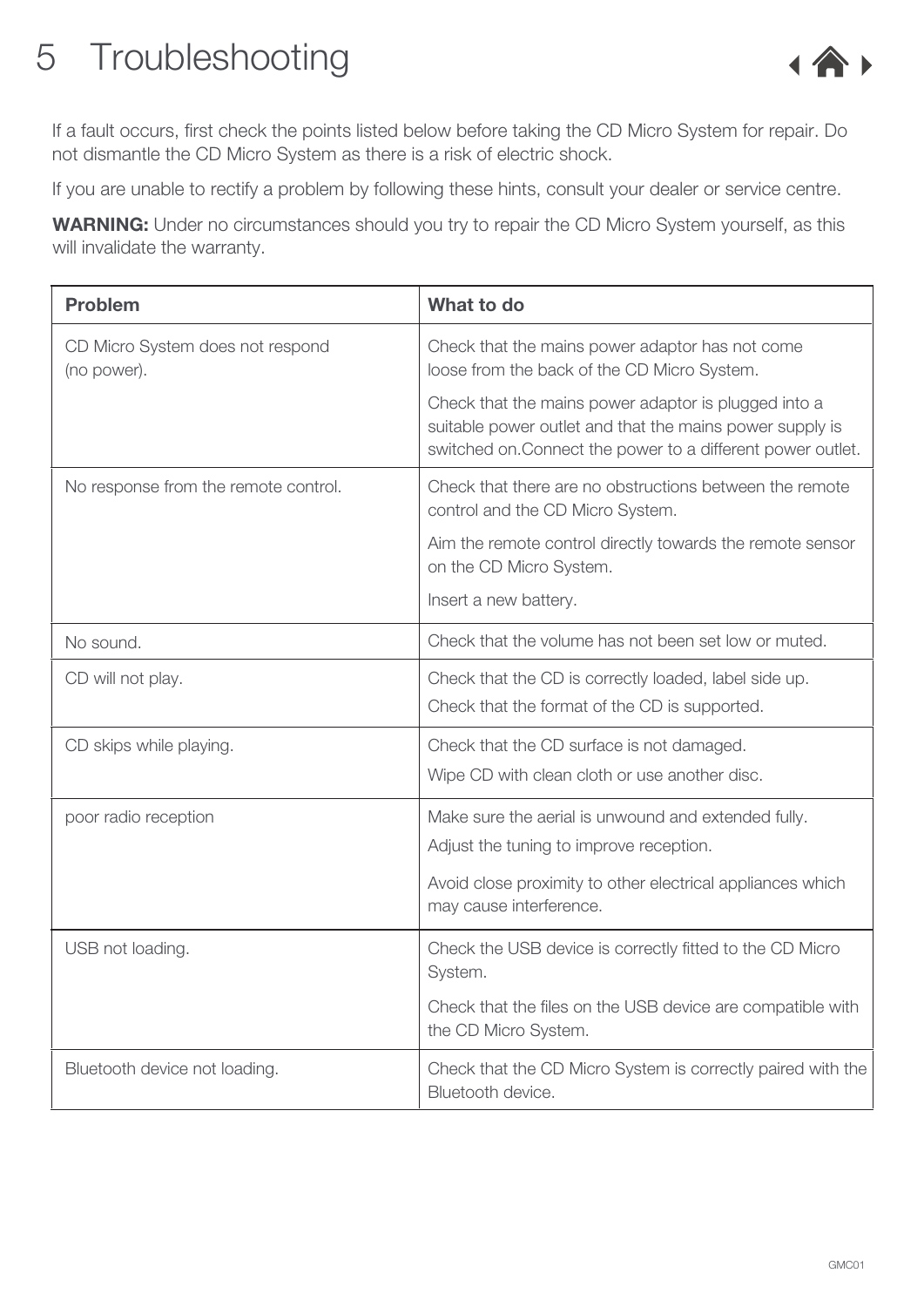# 5 Troubleshooting

If a fault occurs, first check the points listed below before taking the CD Micro System for repair. Do not dismantle the CD Micro System as there is a risk of electric shock.

If you are unable to rectify a problem by following these hints, consult your dealer or service centre.

**WARNING:** Under no circumstances should you try to repair the CD Micro System yourself, as this will invalidate the warranty.

| Problem | What to do |
|---|---|
| CD Micro System does not respond (no power). | Check that the mains power adaptor has not come loose from the back of the CD Micro System.<br><br>Check that the mains power adaptor is plugged into a suitable power outlet and that the mains power supply is switched on.Connect the power to a different power outlet. |
| No response from the remote control. | Check that there are no obstructions between the remote control and the CD Micro System.<br><br>Aim the remote control directly towards the remote sensor on the CD Micro System.<br><br>Insert a new battery. |
| No sound. | Check that the volume has not been set low or muted. |
| CD will not play. | Check that the CD is correctly loaded, label side up.<br>Check that the format of the CD is supported. |
| CD skips while playing. | Check that the CD surface is not damaged.<br>Wipe CD with clean cloth or use another disc. |
| poor radio reception | Make sure the aerial is unwound and extended fully.<br>Adjust the tuning to improve reception.<br><br>Avoid close proximity to other electrical appliances which may cause interference. |
| USB not loading. | Check the USB device is correctly fitted to the CD Micro System.<br><br>Check that the files on the USB device are compatible with the CD Micro System. |
| Bluetooth device not loading. | Check that the CD Micro System is correctly paired with the Bluetooth device. |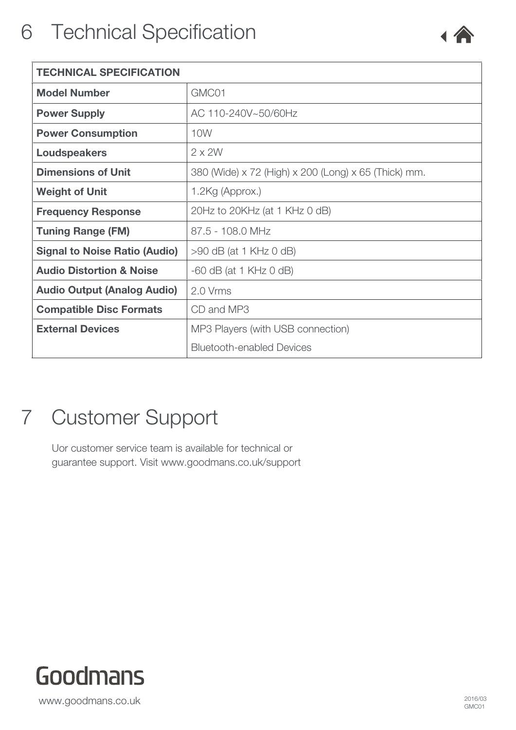# 6 Technical Specification

| TECHNICAL SPECIFICATION | |
|---|---|
| **Model Number** | GMC01 |
| **Power Supply** | AC 110-240V~50/60Hz |
| **Power Consumption** | 10W |
| **Loudspeakers** | 2 x 2W |
| **Dimensions of Unit** | 380 (Wide) x 72 (High) x 200 (Long) x 65 (Thick) mm. |
| **Weight of Unit** | 1.2Kg (Approx.) |
| **Frequency Response** | 20Hz to 20KHz (at 1 KHz 0 dB) |
| **Tuning Range (FM)** | 87.5 - 108.0 MHz |
| **Signal to Noise Ratio (Audio)** | >90 dB (at 1 KHz 0 dB) |
| **Audio Distortion & Noise** | -60 dB (at 1 KHz 0 dB) |
| **Audio Output (Analog Audio)** | 2.0 Vrms |
| **Compatible Disc Formats** | CD and MP3 |
| **External Devices** | MP3 Players (with USB connection)<br>Bluetooth-enabled Devices |

# 7 Customer Support

Uor customer service team is available for technical or guarantee support. Visit www.goodmans.co.uk/support

Goodmans

www.goodmans.co.uk

2016/03
GMC01